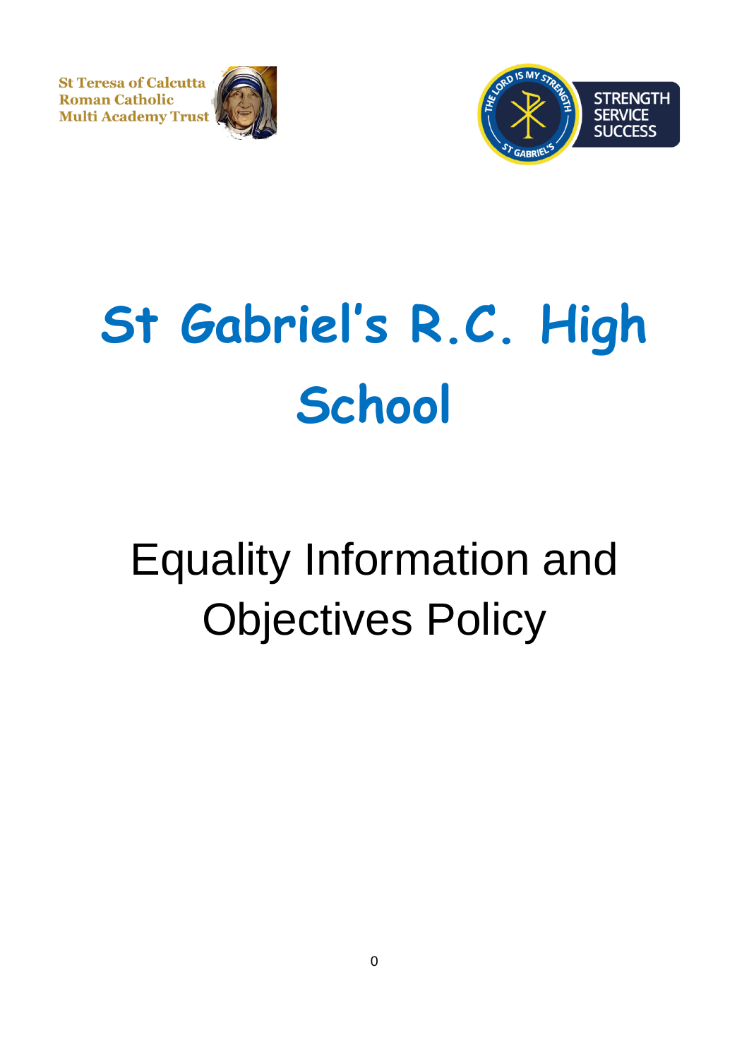St Teresa of Calcutta
Roman Catholic
Multi Academy Trust

STRENGTH
SERVICE
SUCCESS

# St Gabriel's R.C. High School

# Equality Information and Objectives Policy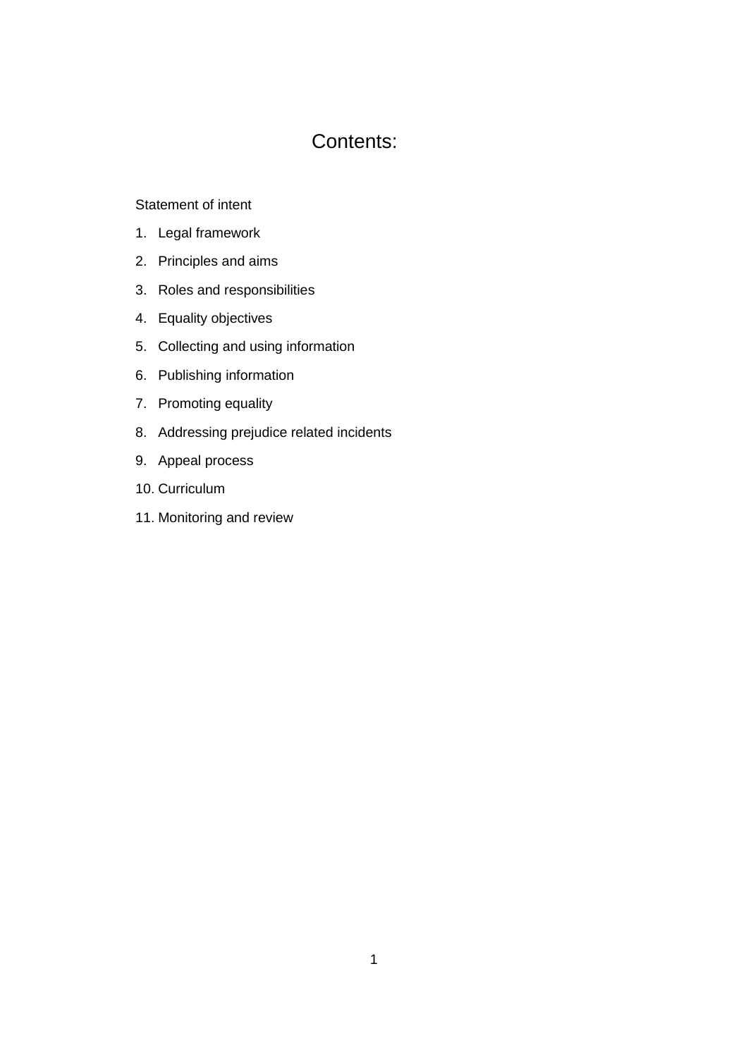# Contents:

Statement of intent

1. Legal framework
2. Principles and aims
3. Roles and responsibilities
4. Equality objectives
5. Collecting and using information
6. Publishing information
7. Promoting equality
8. Addressing prejudice related incidents
9. Appeal process
10. Curriculum
11. Monitoring and review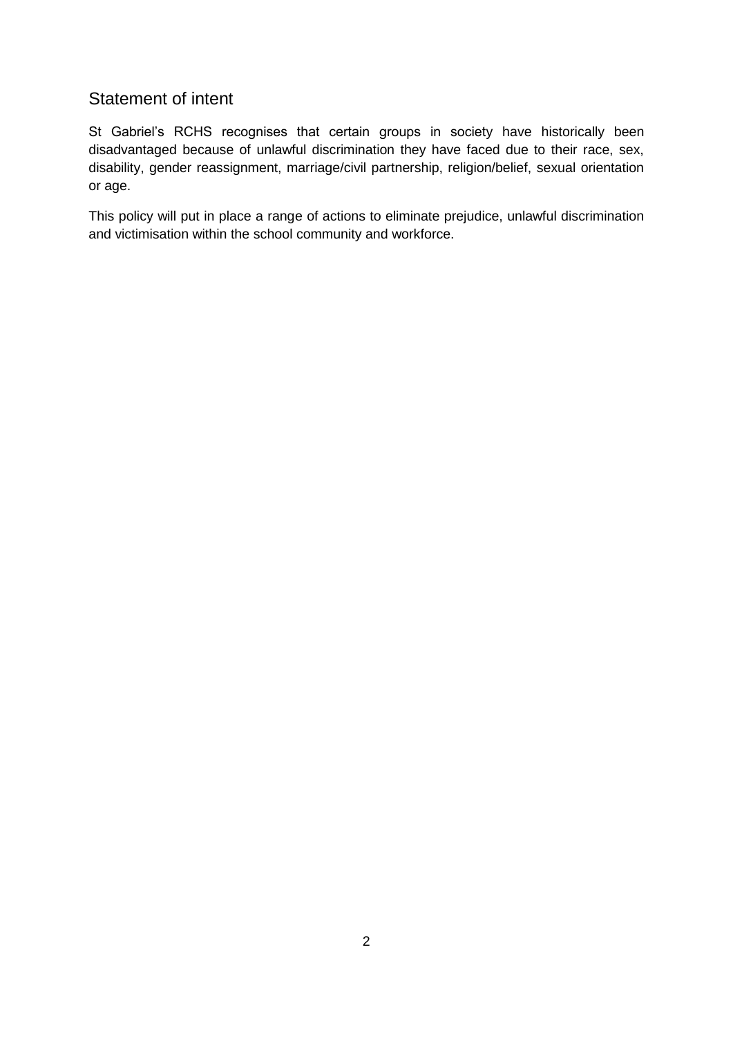## Statement of intent

St Gabriel's RCHS recognises that certain groups in society have historically been disadvantaged because of unlawful discrimination they have faced due to their race, sex, disability, gender reassignment, marriage/civil partnership, religion/belief, sexual orientation or age.

This policy will put in place a range of actions to eliminate prejudice, unlawful discrimination and victimisation within the school community and workforce.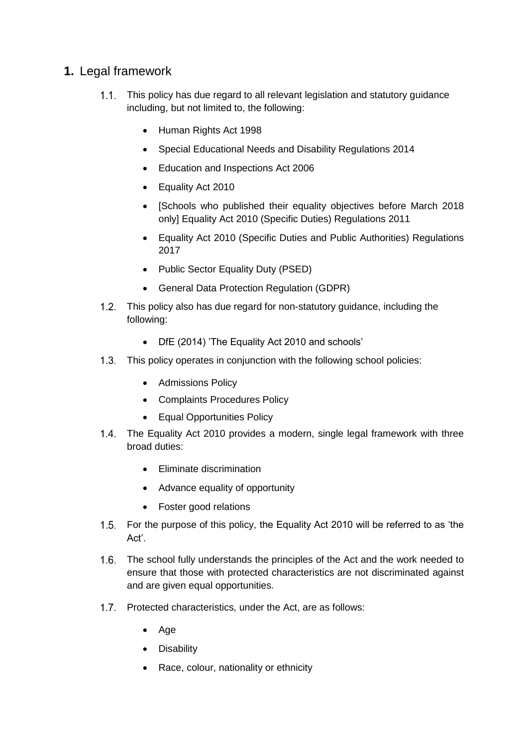## 1. Legal framework

1.1. This policy has due regard to all relevant legislation and statutory guidance including, but not limited to, the following:

- Human Rights Act 1998
- Special Educational Needs and Disability Regulations 2014
- Education and Inspections Act 2006
- Equality Act 2010
- [Schools who published their equality objectives before March 2018 only] Equality Act 2010 (Specific Duties) Regulations 2011
- Equality Act 2010 (Specific Duties and Public Authorities) Regulations 2017
- Public Sector Equality Duty (PSED)
- General Data Protection Regulation (GDPR)

1.2. This policy also has due regard for non-statutory guidance, including the following:

- DfE (2014) 'The Equality Act 2010 and schools'

1.3. This policy operates in conjunction with the following school policies:

- Admissions Policy
- Complaints Procedures Policy
- Equal Opportunities Policy

1.4. The Equality Act 2010 provides a modern, single legal framework with three broad duties:

- Eliminate discrimination
- Advance equality of opportunity
- Foster good relations

1.5. For the purpose of this policy, the Equality Act 2010 will be referred to as 'the Act'.

1.6. The school fully understands the principles of the Act and the work needed to ensure that those with protected characteristics are not discriminated against and are given equal opportunities.

1.7. Protected characteristics, under the Act, are as follows:

- Age
- Disability
- Race, colour, nationality or ethnicity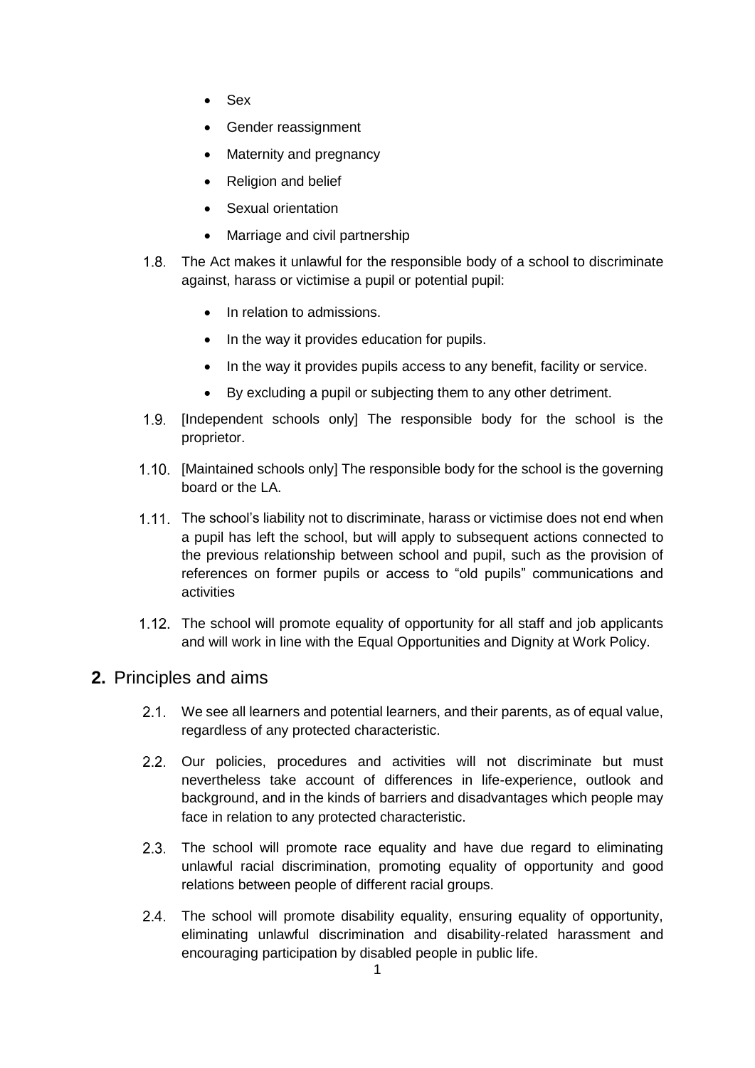- Sex
- Gender reassignment
- Maternity and pregnancy
- Religion and belief
- Sexual orientation
- Marriage and civil partnership

1.8. The Act makes it unlawful for the responsible body of a school to discriminate against, harass or victimise a pupil or potential pupil:

- In relation to admissions.
- In the way it provides education for pupils.
- In the way it provides pupils access to any benefit, facility or service.
- By excluding a pupil or subjecting them to any other detriment.

1.9. [Independent schools only] The responsible body for the school is the proprietor.

1.10. [Maintained schools only] The responsible body for the school is the governing board or the LA.

1.11. The school's liability not to discriminate, harass or victimise does not end when a pupil has left the school, but will apply to subsequent actions connected to the previous relationship between school and pupil, such as the provision of references on former pupils or access to "old pupils" communications and activities

1.12. The school will promote equality of opportunity for all staff and job applicants and will work in line with the Equal Opportunities and Dignity at Work Policy.

## 2. Principles and aims

2.1. We see all learners and potential learners, and their parents, as of equal value, regardless of any protected characteristic.

2.2. Our policies, procedures and activities will not discriminate but must nevertheless take account of differences in life-experience, outlook and background, and in the kinds of barriers and disadvantages which people may face in relation to any protected characteristic.

2.3. The school will promote race equality and have due regard to eliminating unlawful racial discrimination, promoting equality of opportunity and good relations between people of different racial groups.

2.4. The school will promote disability equality, ensuring equality of opportunity, eliminating unlawful discrimination and disability-related harassment and encouraging participation by disabled people in public life.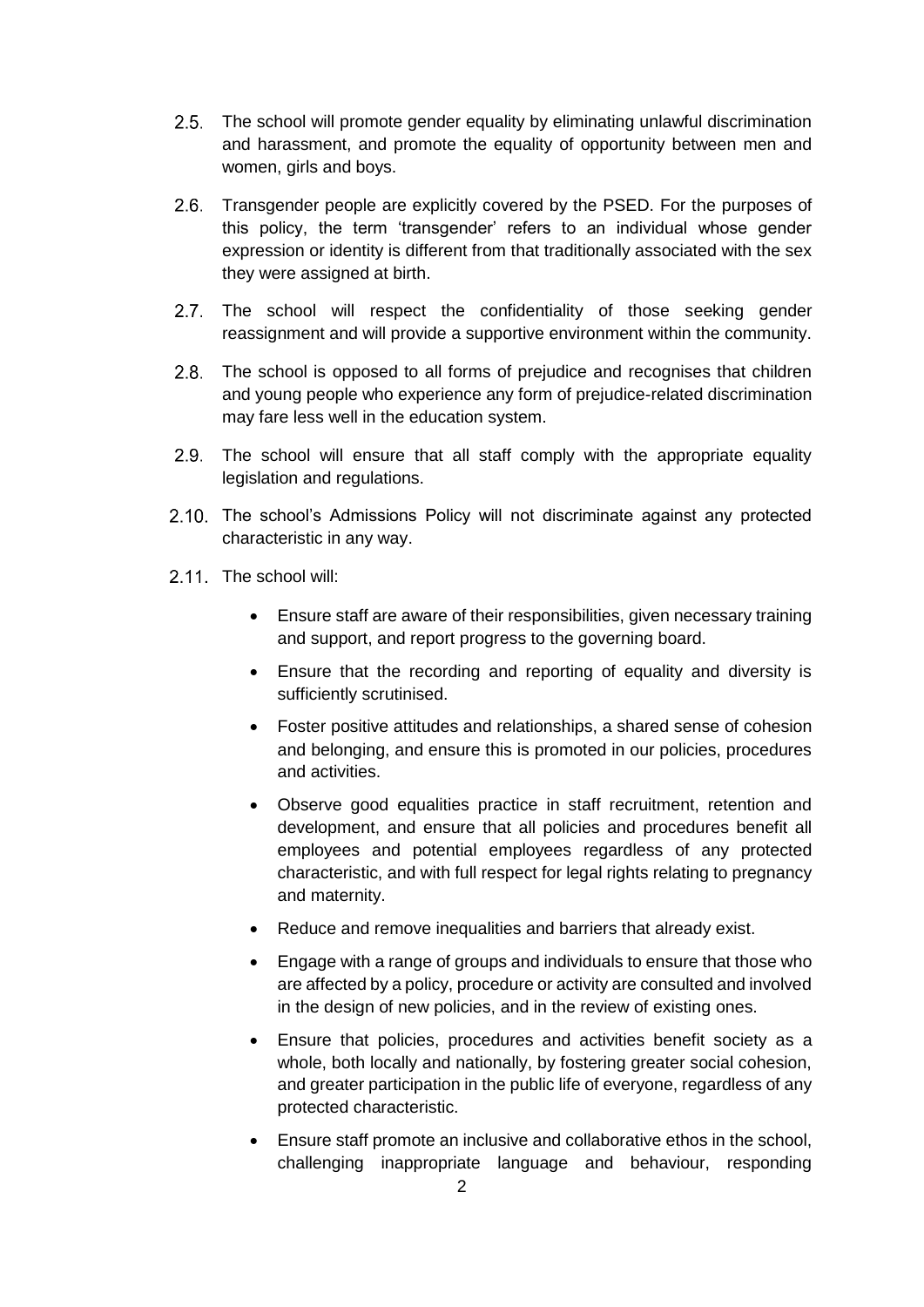2.5. The school will promote gender equality by eliminating unlawful discrimination and harassment, and promote the equality of opportunity between men and women, girls and boys.

2.6. Transgender people are explicitly covered by the PSED. For the purposes of this policy, the term 'transgender' refers to an individual whose gender expression or identity is different from that traditionally associated with the sex they were assigned at birth.

2.7. The school will respect the confidentiality of those seeking gender reassignment and will provide a supportive environment within the community.

2.8. The school is opposed to all forms of prejudice and recognises that children and young people who experience any form of prejudice-related discrimination may fare less well in the education system.

2.9. The school will ensure that all staff comply with the appropriate equality legislation and regulations.

2.10. The school's Admissions Policy will not discriminate against any protected characteristic in any way.

2.11. The school will:

- Ensure staff are aware of their responsibilities, given necessary training and support, and report progress to the governing board.
- Ensure that the recording and reporting of equality and diversity is sufficiently scrutinised.
- Foster positive attitudes and relationships, a shared sense of cohesion and belonging, and ensure this is promoted in our policies, procedures and activities.
- Observe good equalities practice in staff recruitment, retention and development, and ensure that all policies and procedures benefit all employees and potential employees regardless of any protected characteristic, and with full respect for legal rights relating to pregnancy and maternity.
- Reduce and remove inequalities and barriers that already exist.
- Engage with a range of groups and individuals to ensure that those who are affected by a policy, procedure or activity are consulted and involved in the design of new policies, and in the review of existing ones.
- Ensure that policies, procedures and activities benefit society as a whole, both locally and nationally, by fostering greater social cohesion, and greater participation in the public life of everyone, regardless of any protected characteristic.
- Ensure staff promote an inclusive and collaborative ethos in the school, challenging inappropriate language and behaviour, responding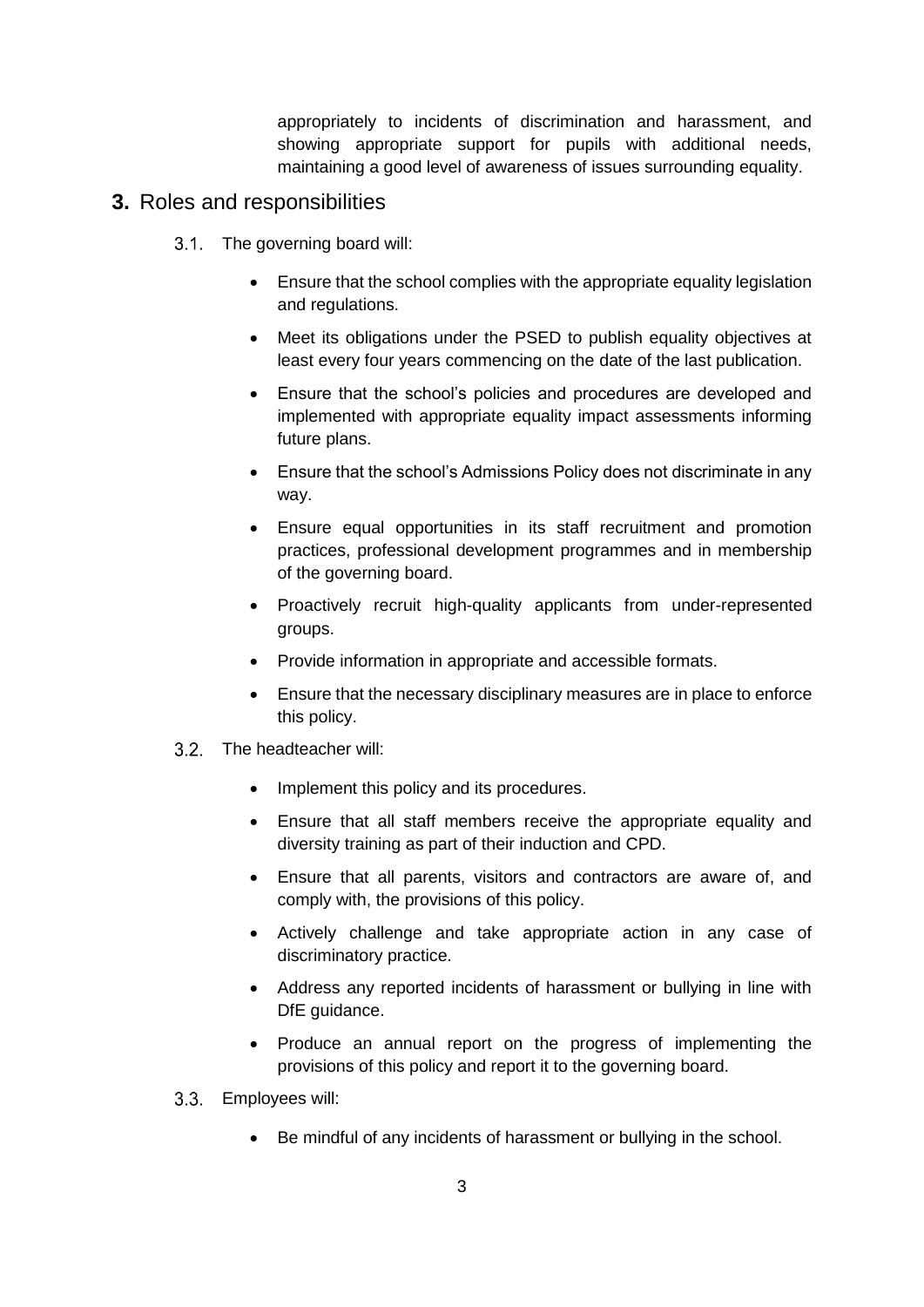appropriately to incidents of discrimination and harassment, and showing appropriate support for pupils with additional needs, maintaining a good level of awareness of issues surrounding equality.

## 3. Roles and responsibilities

3.1. The governing board will:

- Ensure that the school complies with the appropriate equality legislation and regulations.
- Meet its obligations under the PSED to publish equality objectives at least every four years commencing on the date of the last publication.
- Ensure that the school's policies and procedures are developed and implemented with appropriate equality impact assessments informing future plans.
- Ensure that the school's Admissions Policy does not discriminate in any way.
- Ensure equal opportunities in its staff recruitment and promotion practices, professional development programmes and in membership of the governing board.
- Proactively recruit high-quality applicants from under-represented groups.
- Provide information in appropriate and accessible formats.
- Ensure that the necessary disciplinary measures are in place to enforce this policy.

3.2. The headteacher will:

- Implement this policy and its procedures.
- Ensure that all staff members receive the appropriate equality and diversity training as part of their induction and CPD.
- Ensure that all parents, visitors and contractors are aware of, and comply with, the provisions of this policy.
- Actively challenge and take appropriate action in any case of discriminatory practice.
- Address any reported incidents of harassment or bullying in line with DfE guidance.
- Produce an annual report on the progress of implementing the provisions of this policy and report it to the governing board.

3.3. Employees will:

- Be mindful of any incidents of harassment or bullying in the school.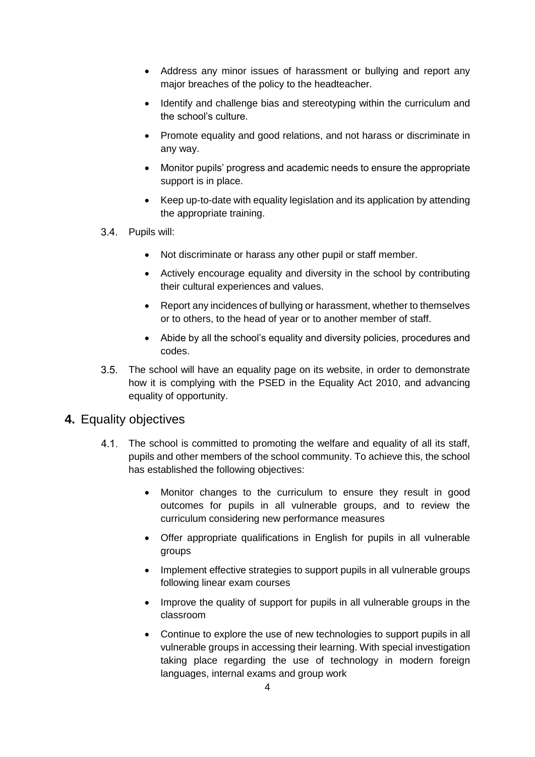- Address any minor issues of harassment or bullying and report any major breaches of the policy to the headteacher.
- Identify and challenge bias and stereotyping within the curriculum and the school's culture.
- Promote equality and good relations, and not harass or discriminate in any way.
- Monitor pupils' progress and academic needs to ensure the appropriate support is in place.
- Keep up-to-date with equality legislation and its application by attending the appropriate training.

3.4. Pupils will:

- Not discriminate or harass any other pupil or staff member.
- Actively encourage equality and diversity in the school by contributing their cultural experiences and values.
- Report any incidences of bullying or harassment, whether to themselves or to others, to the head of year or to another member of staff.
- Abide by all the school's equality and diversity policies, procedures and codes.

3.5. The school will have an equality page on its website, in order to demonstrate how it is complying with the PSED in the Equality Act 2010, and advancing equality of opportunity.

## **4.** Equality objectives

4.1. The school is committed to promoting the welfare and equality of all its staff, pupils and other members of the school community. To achieve this, the school has established the following objectives:

- Monitor changes to the curriculum to ensure they result in good outcomes for pupils in all vulnerable groups, and to review the curriculum considering new performance measures
- Offer appropriate qualifications in English for pupils in all vulnerable groups
- Implement effective strategies to support pupils in all vulnerable groups following linear exam courses
- Improve the quality of support for pupils in all vulnerable groups in the classroom
- Continue to explore the use of new technologies to support pupils in all vulnerable groups in accessing their learning. With special investigation taking place regarding the use of technology in modern foreign languages, internal exams and group work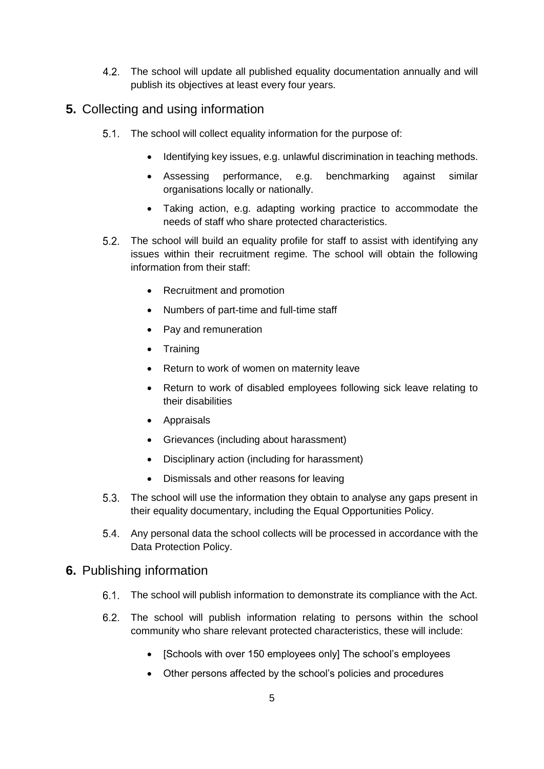4.2. The school will update all published equality documentation annually and will publish its objectives at least every four years.

## 5. Collecting and using information

5.1. The school will collect equality information for the purpose of:

- Identifying key issues, e.g. unlawful discrimination in teaching methods.
- Assessing performance, e.g. benchmarking against similar organisations locally or nationally.
- Taking action, e.g. adapting working practice to accommodate the needs of staff who share protected characteristics.

5.2. The school will build an equality profile for staff to assist with identifying any issues within their recruitment regime. The school will obtain the following information from their staff:

- Recruitment and promotion
- Numbers of part-time and full-time staff
- Pay and remuneration
- Training
- Return to work of women on maternity leave
- Return to work of disabled employees following sick leave relating to their disabilities
- Appraisals
- Grievances (including about harassment)
- Disciplinary action (including for harassment)
- Dismissals and other reasons for leaving

5.3. The school will use the information they obtain to analyse any gaps present in their equality documentary, including the Equal Opportunities Policy.

5.4. Any personal data the school collects will be processed in accordance with the Data Protection Policy.

## 6. Publishing information

6.1. The school will publish information to demonstrate its compliance with the Act.

6.2. The school will publish information relating to persons within the school community who share relevant protected characteristics, these will include:

- [Schools with over 150 employees only] The school's employees
- Other persons affected by the school's policies and procedures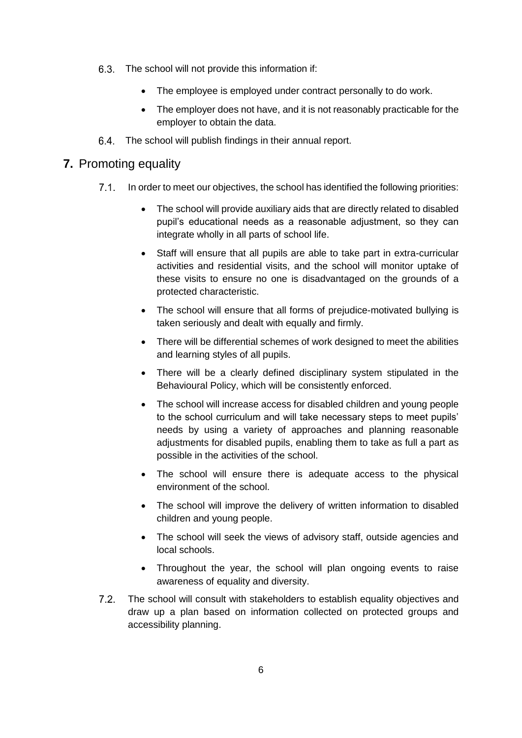6.3. The school will not provide this information if:

- The employee is employed under contract personally to do work.
- The employer does not have, and it is not reasonably practicable for the employer to obtain the data.

6.4. The school will publish findings in their annual report.

## 7. Promoting equality

7.1. In order to meet our objectives, the school has identified the following priorities:

- The school will provide auxiliary aids that are directly related to disabled pupil's educational needs as a reasonable adjustment, so they can integrate wholly in all parts of school life.
- Staff will ensure that all pupils are able to take part in extra-curricular activities and residential visits, and the school will monitor uptake of these visits to ensure no one is disadvantaged on the grounds of a protected characteristic.
- The school will ensure that all forms of prejudice-motivated bullying is taken seriously and dealt with equally and firmly.
- There will be differential schemes of work designed to meet the abilities and learning styles of all pupils.
- There will be a clearly defined disciplinary system stipulated in the Behavioural Policy, which will be consistently enforced.
- The school will increase access for disabled children and young people to the school curriculum and will take necessary steps to meet pupils' needs by using a variety of approaches and planning reasonable adjustments for disabled pupils, enabling them to take as full a part as possible in the activities of the school.
- The school will ensure there is adequate access to the physical environment of the school.
- The school will improve the delivery of written information to disabled children and young people.
- The school will seek the views of advisory staff, outside agencies and local schools.
- Throughout the year, the school will plan ongoing events to raise awareness of equality and diversity.

7.2. The school will consult with stakeholders to establish equality objectives and draw up a plan based on information collected on protected groups and accessibility planning.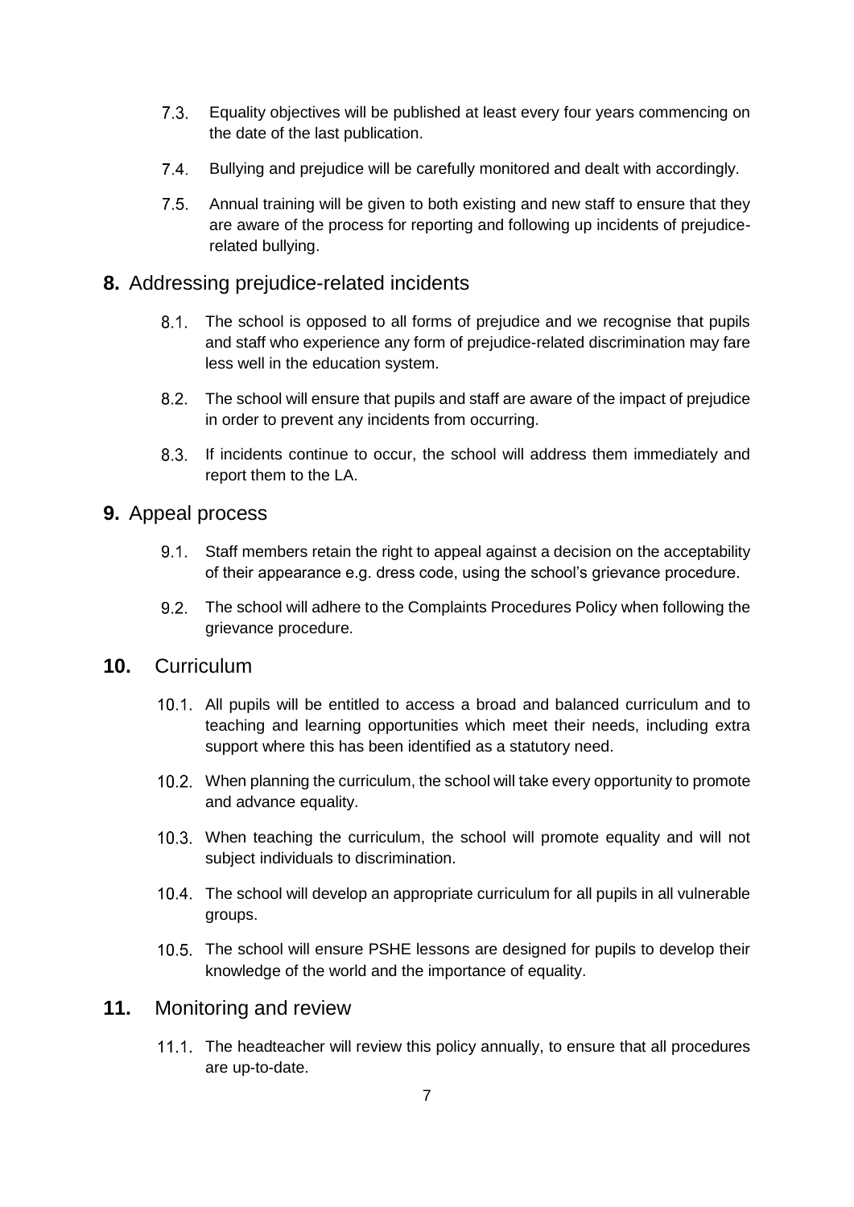7.3. Equality objectives will be published at least every four years commencing on the date of the last publication.

7.4. Bullying and prejudice will be carefully monitored and dealt with accordingly.

7.5. Annual training will be given to both existing and new staff to ensure that they are aware of the process for reporting and following up incidents of prejudice-related bullying.

## **8.** Addressing prejudice-related incidents

8.1. The school is opposed to all forms of prejudice and we recognise that pupils and staff who experience any form of prejudice-related discrimination may fare less well in the education system.

8.2. The school will ensure that pupils and staff are aware of the impact of prejudice in order to prevent any incidents from occurring.

8.3. If incidents continue to occur, the school will address them immediately and report them to the LA.

## **9.** Appeal process

9.1. Staff members retain the right to appeal against a decision on the acceptability of their appearance e.g. dress code, using the school's grievance procedure.

9.2. The school will adhere to the Complaints Procedures Policy when following the grievance procedure.

## **10.** Curriculum

10.1. All pupils will be entitled to access a broad and balanced curriculum and to teaching and learning opportunities which meet their needs, including extra support where this has been identified as a statutory need.

10.2. When planning the curriculum, the school will take every opportunity to promote and advance equality.

10.3. When teaching the curriculum, the school will promote equality and will not subject individuals to discrimination.

10.4. The school will develop an appropriate curriculum for all pupils in all vulnerable groups.

10.5. The school will ensure PSHE lessons are designed for pupils to develop their knowledge of the world and the importance of equality.

## **11.** Monitoring and review

11.1. The headteacher will review this policy annually, to ensure that all procedures are up-to-date.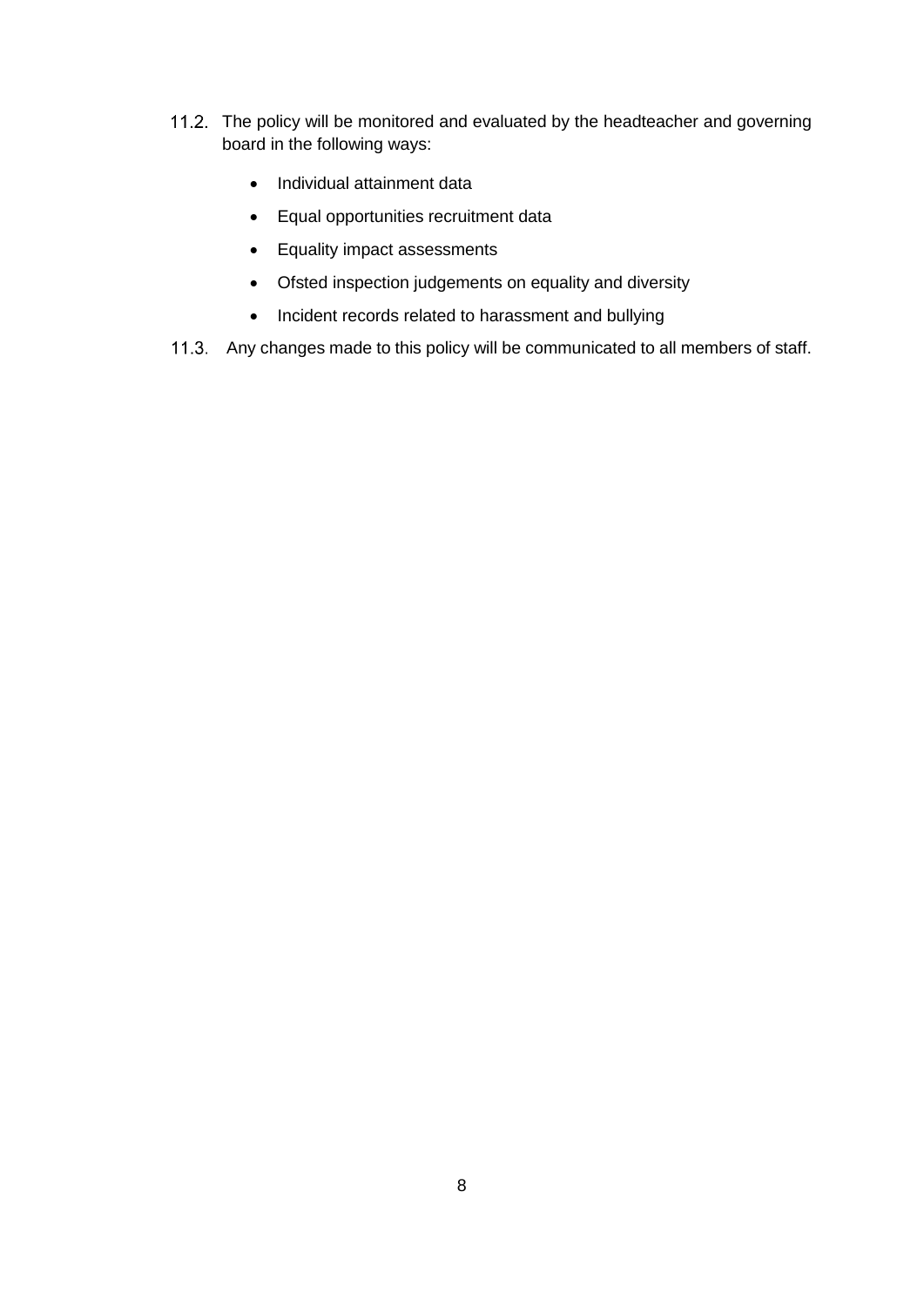11.2. The policy will be monitored and evaluated by the headteacher and governing board in the following ways:

- Individual attainment data
- Equal opportunities recruitment data
- Equality impact assessments
- Ofsted inspection judgements on equality and diversity
- Incident records related to harassment and bullying

11.3. Any changes made to this policy will be communicated to all members of staff.